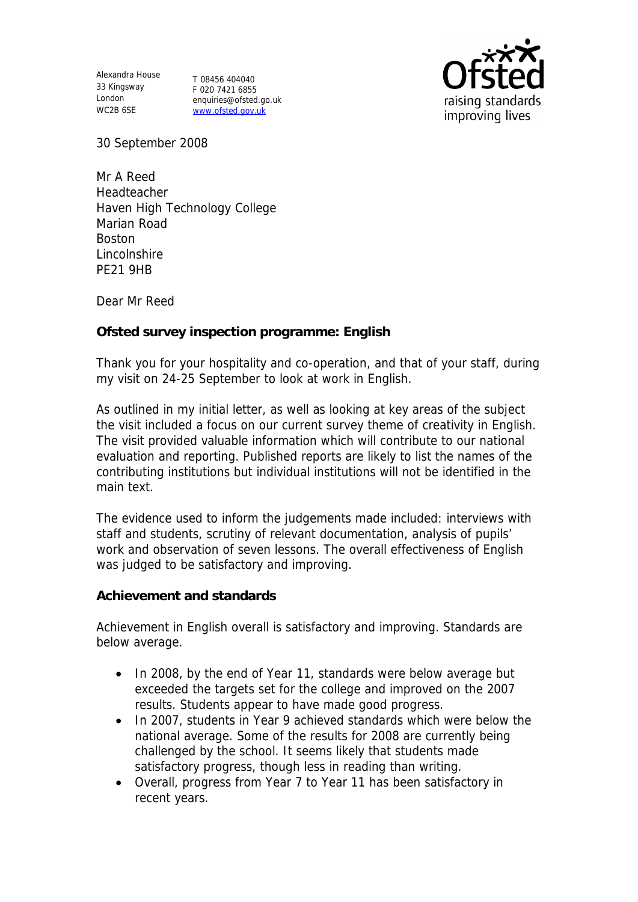Alexandra House
33 Kingsway
London
WC2B 6SE

T 08456 404040
F 020 7421 6855
enquiries@ofsted.gov.uk
www.ofsted.gov.uk

Ofsted
raising standards
improving lives

30 September 2008

Mr A Reed
Headteacher
Haven High Technology College
Marian Road
Boston
Lincolnshire
PE21 9HB

Dear Mr Reed

**Ofsted survey inspection programme: English**

Thank you for your hospitality and co-operation, and that of your staff, during my visit on 24-25 September to look at work in English.

As outlined in my initial letter, as well as looking at key areas of the subject the visit included a focus on our current survey theme of creativity in English. The visit provided valuable information which will contribute to our national evaluation and reporting. Published reports are likely to list the names of the contributing institutions but individual institutions will not be identified in the main text.

The evidence used to inform the judgements made included: interviews with staff and students, scrutiny of relevant documentation, analysis of pupils' work and observation of seven lessons. The overall effectiveness of English was judged to be satisfactory and improving.

**Achievement and standards**

Achievement in English overall is satisfactory and improving. Standards are below average.

- In 2008, by the end of Year 11, standards were below average but exceeded the targets set for the college and improved on the 2007 results. Students appear to have made good progress.
- In 2007, students in Year 9 achieved standards which were below the national average. Some of the results for 2008 are currently being challenged by the school. It seems likely that students made satisfactory progress, though less in reading than writing.
- Overall, progress from Year 7 to Year 11 has been satisfactory in recent years.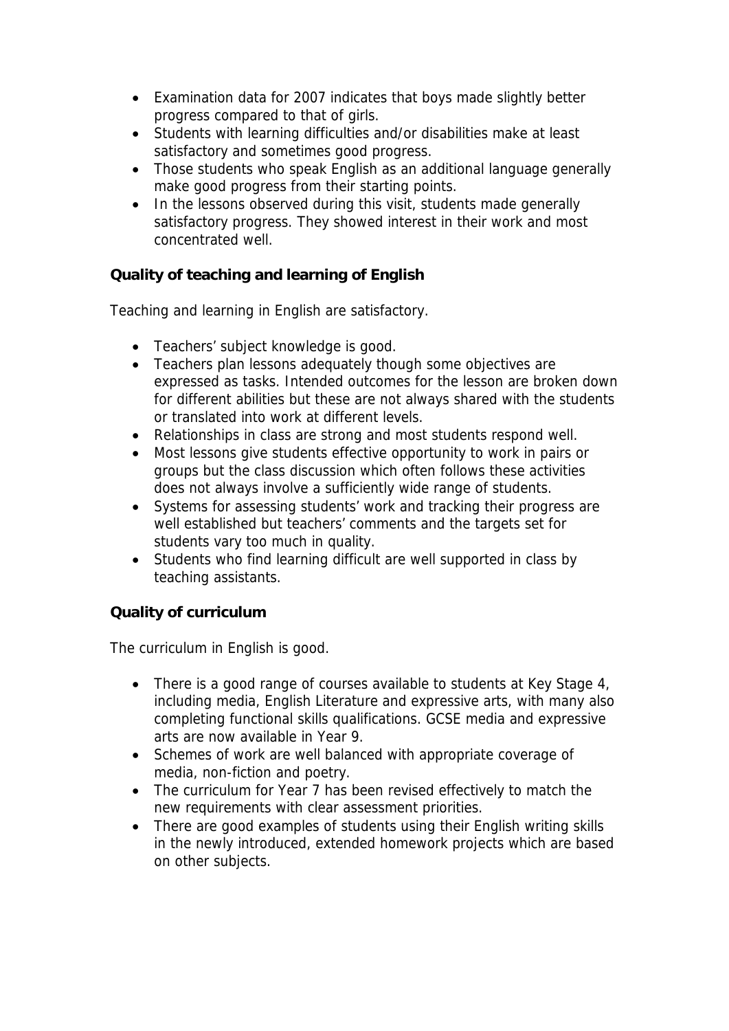- Examination data for 2007 indicates that boys made slightly better progress compared to that of girls.
- Students with learning difficulties and/or disabilities make at least satisfactory and sometimes good progress.
- Those students who speak English as an additional language generally make good progress from their starting points.
- In the lessons observed during this visit, students made generally satisfactory progress. They showed interest in their work and most concentrated well.

### Quality of teaching and learning of English

Teaching and learning in English are satisfactory.

- Teachers' subject knowledge is good.
- Teachers plan lessons adequately though some objectives are expressed as tasks. Intended outcomes for the lesson are broken down for different abilities but these are not always shared with the students or translated into work at different levels.
- Relationships in class are strong and most students respond well.
- Most lessons give students effective opportunity to work in pairs or groups but the class discussion which often follows these activities does not always involve a sufficiently wide range of students.
- Systems for assessing students' work and tracking their progress are well established but teachers' comments and the targets set for students vary too much in quality.
- Students who find learning difficult are well supported in class by teaching assistants.

### Quality of curriculum

The curriculum in English is good.

- There is a good range of courses available to students at Key Stage 4, including media, English Literature and expressive arts, with many also completing functional skills qualifications. GCSE media and expressive arts are now available in Year 9.
- Schemes of work are well balanced with appropriate coverage of media, non-fiction and poetry.
- The curriculum for Year 7 has been revised effectively to match the new requirements with clear assessment priorities.
- There are good examples of students using their English writing skills in the newly introduced, extended homework projects which are based on other subjects.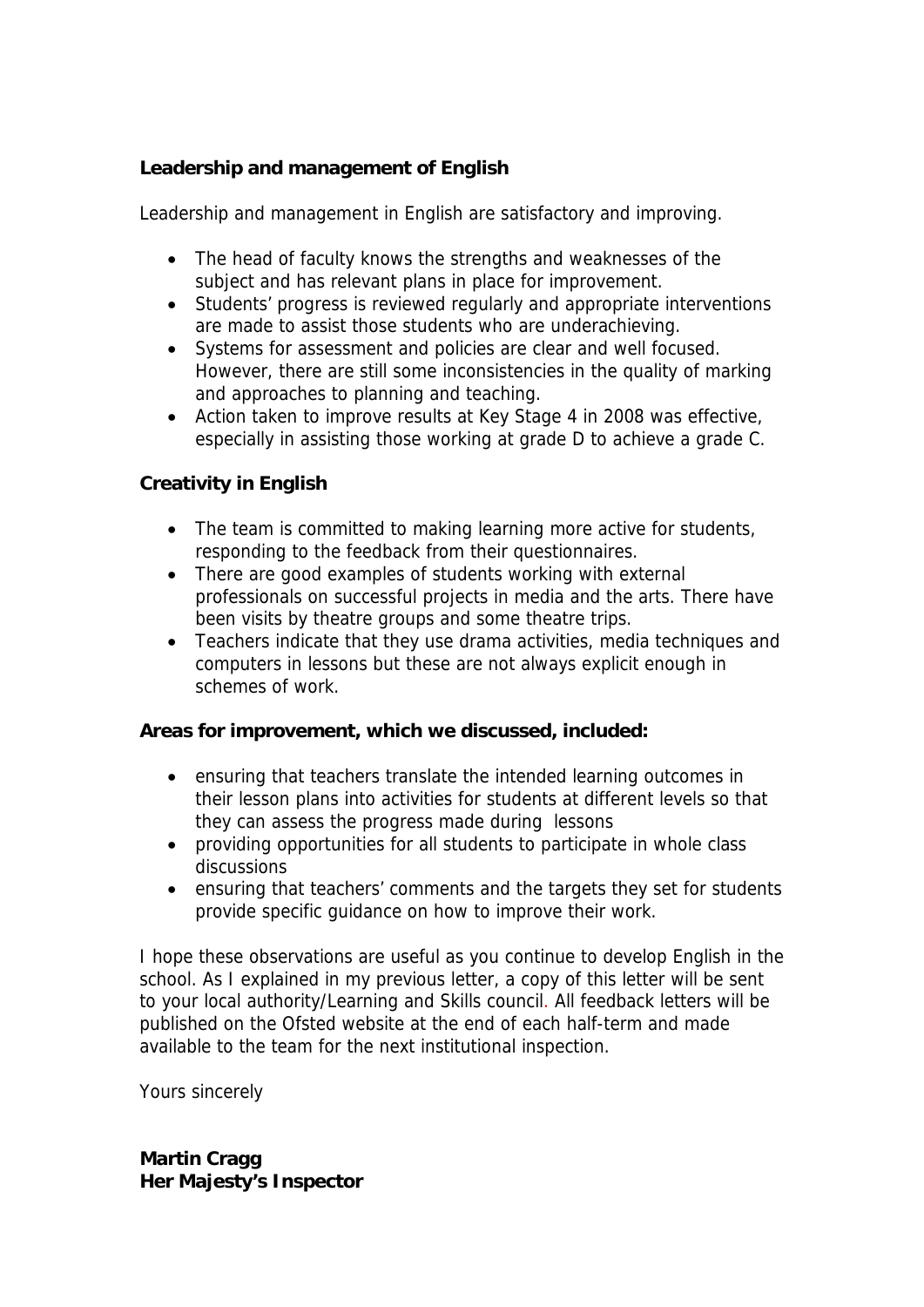**Leadership and management of English**

Leadership and management in English are satisfactory and improving.

- The head of faculty knows the strengths and weaknesses of the subject and has relevant plans in place for improvement.
- Students' progress is reviewed regularly and appropriate interventions are made to assist those students who are underachieving.
- Systems for assessment and policies are clear and well focused. However, there are still some inconsistencies in the quality of marking and approaches to planning and teaching.
- Action taken to improve results at Key Stage 4 in 2008 was effective, especially in assisting those working at grade D to achieve a grade C.

**Creativity in English**

- The team is committed to making learning more active for students, responding to the feedback from their questionnaires.
- There are good examples of students working with external professionals on successful projects in media and the arts. There have been visits by theatre groups and some theatre trips.
- Teachers indicate that they use drama activities, media techniques and computers in lessons but these are not always explicit enough in schemes of work.

**Areas for improvement, which we discussed, included:**

- ensuring that teachers translate the intended learning outcomes in their lesson plans into activities for students at different levels so that they can assess the progress made during lessons
- providing opportunities for all students to participate in whole class discussions
- ensuring that teachers' comments and the targets they set for students provide specific guidance on how to improve their work.

I hope these observations are useful as you continue to develop English in the school. As I explained in my previous letter, a copy of this letter will be sent to your local authority/Learning and Skills council. All feedback letters will be published on the Ofsted website at the end of each half-term and made available to the team for the next institutional inspection.

Yours sincerely

**Martin Cragg**
**Her Majesty's Inspector**